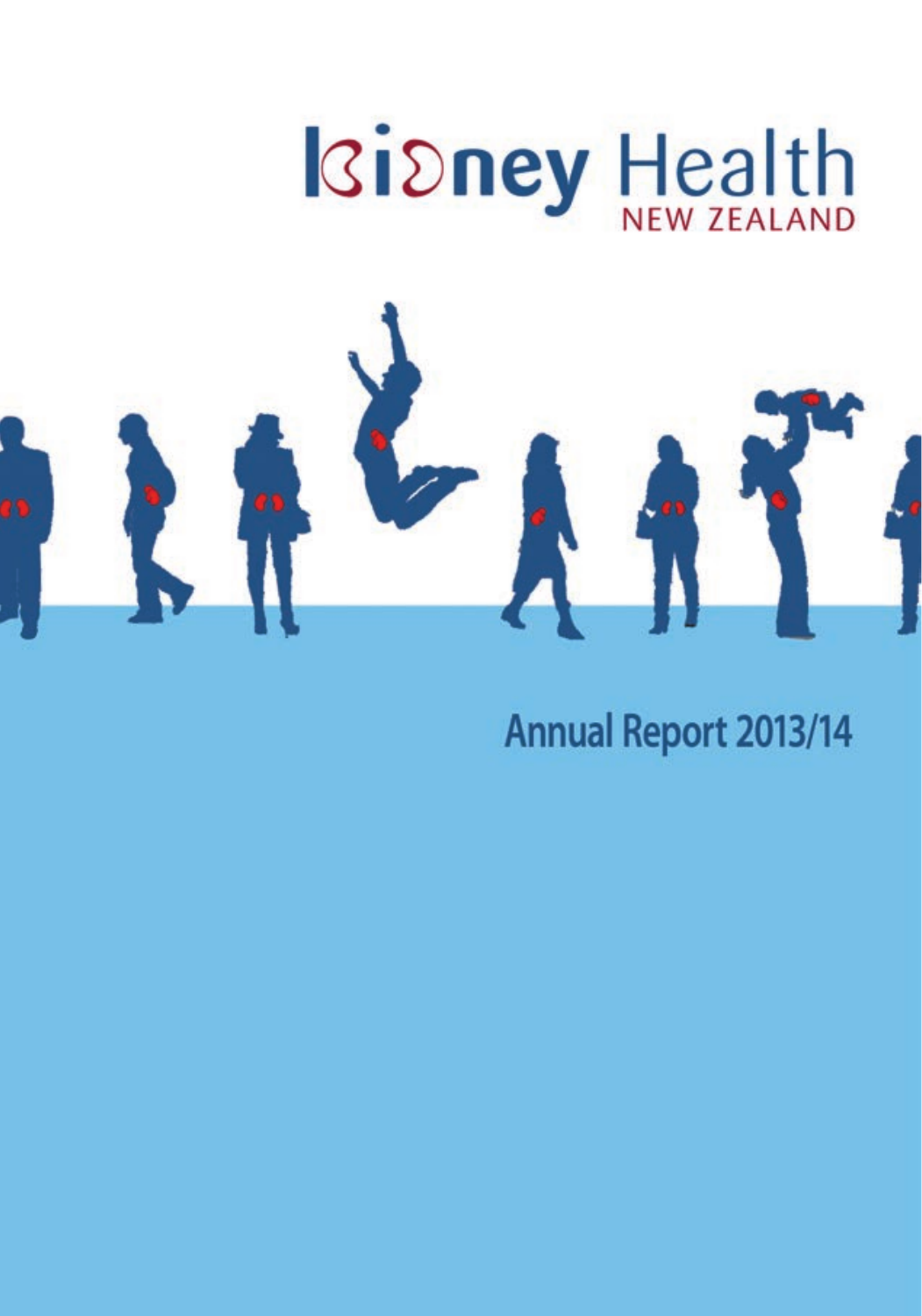# Kidney Health NEW ZEALAND

## Annual Report 2013/14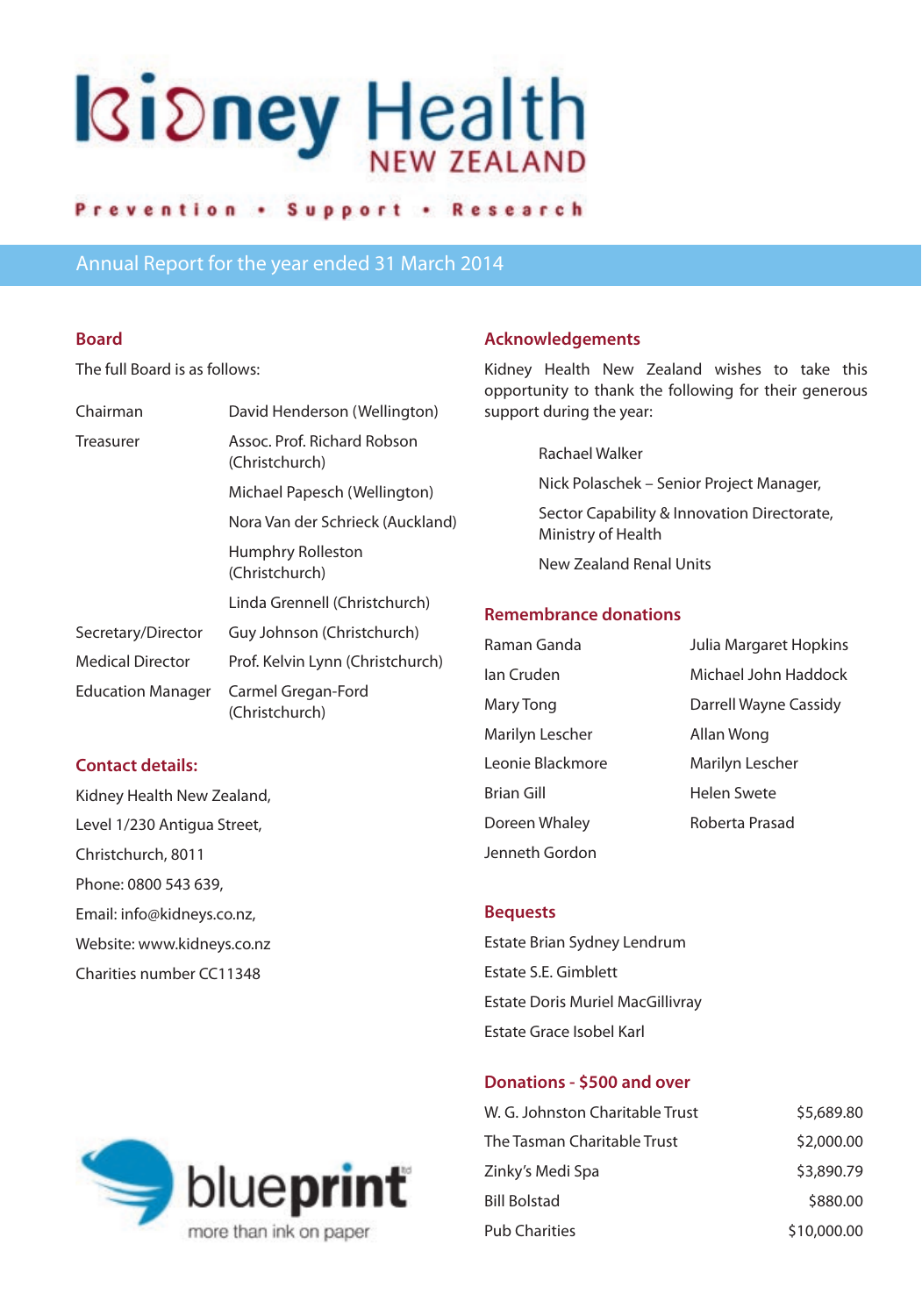# Kidney Health NEW ZEALAND

Prevention • Support • Research

## Annual Report for the year ended 31 March 2014

### Board

The full Board is as follows:

| | |
|---|---|
| Chairman | David Henderson (Wellington) |
| Treasurer | Assoc. Prof. Richard Robson (Christchurch) |
| | Michael Papesch (Wellington) |
| | Nora Van der Schrieck (Auckland) |
| | Humphry Rolleston (Christchurch) |
| | Linda Grennell (Christchurch) |
| Secretary/Director | Guy Johnson (Christchurch) |
| Medical Director | Prof. Kelvin Lynn (Christchurch) |
| Education Manager | Carmel Gregan-Ford (Christchurch) |

### Contact details:

Kidney Health New Zealand,
Level 1/230 Antigua Street,
Christchurch, 8011
Phone: 0800 543 639,
Email: info@kidneys.co.nz,
Website: www.kidneys.co.nz
Charities number CC11348

blueprint ltd
more than ink on paper

### Acknowledgements

Kidney Health New Zealand wishes to take this opportunity to thank the following for their generous support during the year:

Rachael Walker

Nick Polaschek – Senior Project Manager,

Sector Capability & Innovation Directorate, Ministry of Health

New Zealand Renal Units

### Remembrance donations

| | |
|---|---|
| Raman Ganda | Julia Margaret Hopkins |
| Ian Cruden | Michael John Haddock |
| Mary Tong | Darrell Wayne Cassidy |
| Marilyn Lescher | Allan Wong |
| Leonie Blackmore | Marilyn Lescher |
| Brian Gill | Helen Swete |
| Doreen Whaley | Roberta Prasad |
| Jenneth Gordon | |

### Bequests

Estate Brian Sydney Lendrum

Estate S.E. Gimblett

Estate Doris Muriel MacGillivray

Estate Grace Isobel Karl

### Donations - $500 and over

| | |
|---|---:|
| W. G. Johnston Charitable Trust | $5,689.80 |
| The Tasman Charitable Trust | $2,000.00 |
| Zinky's Medi Spa | $3,890.79 |
| Bill Bolstad | $880.00 |
| Pub Charities | $10,000.00 |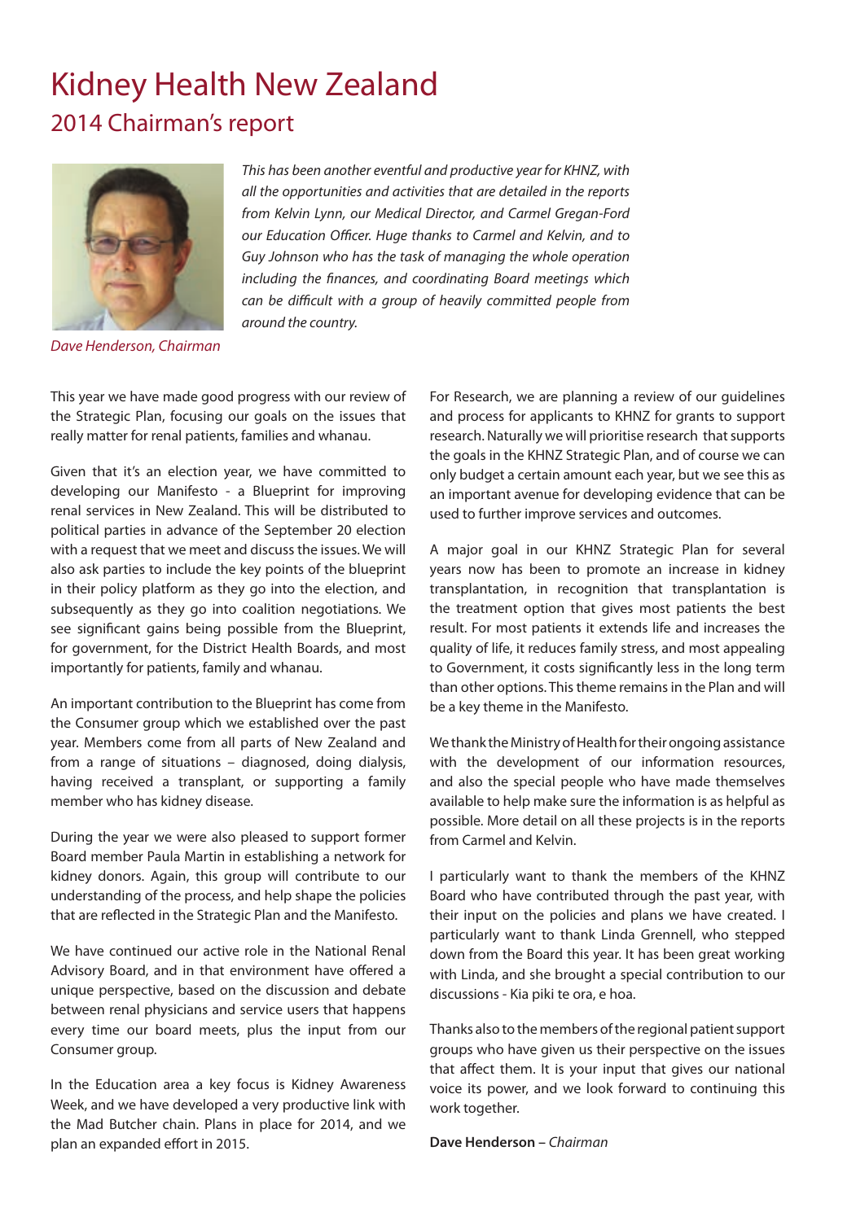# Kidney Health New Zealand

## 2014 Chairman's report

*Dave Henderson, Chairman*

*This has been another eventful and productive year for KHNZ, with all the opportunities and activities that are detailed in the reports from Kelvin Lynn, our Medical Director, and Carmel Gregan-Ford our Education Officer. Huge thanks to Carmel and Kelvin, and to Guy Johnson who has the task of managing the whole operation including the finances, and coordinating Board meetings which can be difficult with a group of heavily committed people from around the country.*

This year we have made good progress with our review of the Strategic Plan, focusing our goals on the issues that really matter for renal patients, families and whanau.

Given that it's an election year, we have committed to developing our Manifesto - a Blueprint for improving renal services in New Zealand. This will be distributed to political parties in advance of the September 20 election with a request that we meet and discuss the issues. We will also ask parties to include the key points of the blueprint in their policy platform as they go into the election, and subsequently as they go into coalition negotiations. We see significant gains being possible from the Blueprint, for government, for the District Health Boards, and most importantly for patients, family and whanau.

An important contribution to the Blueprint has come from the Consumer group which we established over the past year. Members come from all parts of New Zealand and from a range of situations – diagnosed, doing dialysis, having received a transplant, or supporting a family member who has kidney disease.

During the year we were also pleased to support former Board member Paula Martin in establishing a network for kidney donors. Again, this group will contribute to our understanding of the process, and help shape the policies that are reflected in the Strategic Plan and the Manifesto.

We have continued our active role in the National Renal Advisory Board, and in that environment have offered a unique perspective, based on the discussion and debate between renal physicians and service users that happens every time our board meets, plus the input from our Consumer group.

In the Education area a key focus is Kidney Awareness Week, and we have developed a very productive link with the Mad Butcher chain. Plans in place for 2014, and we plan an expanded effort in 2015.

For Research, we are planning a review of our guidelines and process for applicants to KHNZ for grants to support research. Naturally we will prioritise research that supports the goals in the KHNZ Strategic Plan, and of course we can only budget a certain amount each year, but we see this as an important avenue for developing evidence that can be used to further improve services and outcomes.

A major goal in our KHNZ Strategic Plan for several years now has been to promote an increase in kidney transplantation, in recognition that transplantation is the treatment option that gives most patients the best result. For most patients it extends life and increases the quality of life, it reduces family stress, and most appealing to Government, it costs significantly less in the long term than other options. This theme remains in the Plan and will be a key theme in the Manifesto.

We thank the Ministry of Health for their ongoing assistance with the development of our information resources, and also the special people who have made themselves available to help make sure the information is as helpful as possible. More detail on all these projects is in the reports from Carmel and Kelvin.

I particularly want to thank the members of the KHNZ Board who have contributed through the past year, with their input on the policies and plans we have created. I particularly want to thank Linda Grennell, who stepped down from the Board this year. It has been great working with Linda, and she brought a special contribution to our discussions - Kia piki te ora, e hoa.

Thanks also to the members of the regional patient support groups who have given us their perspective on the issues that affect them. It is your input that gives our national voice its power, and we look forward to continuing this work together.

**Dave Henderson** – *Chairman*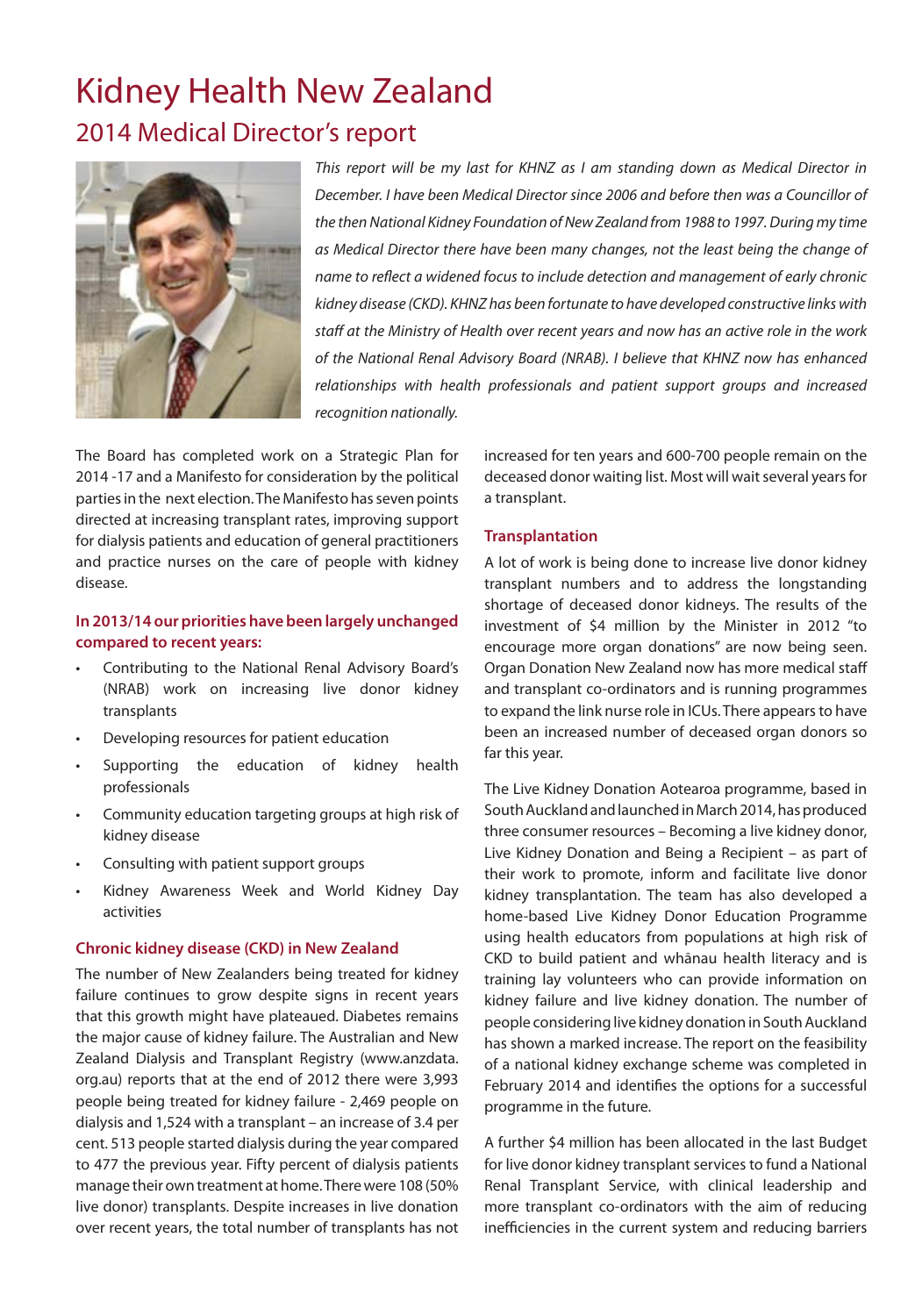# Kidney Health New Zealand

## 2014 Medical Director's report

*This report will be my last for KHNZ as I am standing down as Medical Director in December. I have been Medical Director since 2006 and before then was a Councillor of the then National Kidney Foundation of New Zealand from 1988 to 1997. During my time as Medical Director there have been many changes, not the least being the change of name to reflect a widened focus to include detection and management of early chronic kidney disease (CKD). KHNZ has been fortunate to have developed constructive links with staff at the Ministry of Health over recent years and now has an active role in the work of the National Renal Advisory Board (NRAB). I believe that KHNZ now has enhanced relationships with health professionals and patient support groups and increased recognition nationally.*

The Board has completed work on a Strategic Plan for 2014 -17 and a Manifesto for consideration by the political parties in the next election. The Manifesto has seven points directed at increasing transplant rates, improving support for dialysis patients and education of general practitioners and practice nurses on the care of people with kidney disease.

### In 2013/14 our priorities have been largely unchanged compared to recent years:

- Contributing to the National Renal Advisory Board's (NRAB) work on increasing live donor kidney transplants
- Developing resources for patient education
- Supporting the education of kidney health professionals
- Community education targeting groups at high risk of kidney disease
- Consulting with patient support groups
- Kidney Awareness Week and World Kidney Day activities

### Chronic kidney disease (CKD) in New Zealand

The number of New Zealanders being treated for kidney failure continues to grow despite signs in recent years that this growth might have plateaued. Diabetes remains the major cause of kidney failure. The Australian and New Zealand Dialysis and Transplant Registry (www.anzdata.org.au) reports that at the end of 2012 there were 3,993 people being treated for kidney failure - 2,469 people on dialysis and 1,524 with a transplant – an increase of 3.4 per cent. 513 people started dialysis during the year compared to 477 the previous year. Fifty percent of dialysis patients manage their own treatment at home. There were 108 (50% live donor) transplants. Despite increases in live donation over recent years, the total number of transplants has not increased for ten years and 600-700 people remain on the deceased donor waiting list. Most will wait several years for a transplant.

### Transplantation

A lot of work is being done to increase live donor kidney transplant numbers and to address the longstanding shortage of deceased donor kidneys. The results of the investment of $4 million by the Minister in 2012 "to encourage more organ donations" are now being seen. Organ Donation New Zealand now has more medical staff and transplant co-ordinators and is running programmes to expand the link nurse role in ICUs. There appears to have been an increased number of deceased organ donors so far this year.

The Live Kidney Donation Aotearoa programme, based in South Auckland and launched in March 2014, has produced three consumer resources – Becoming a live kidney donor, Live Kidney Donation and Being a Recipient – as part of their work to promote, inform and facilitate live donor kidney transplantation. The team has also developed a home-based Live Kidney Donor Education Programme using health educators from populations at high risk of CKD to build patient and whānau health literacy and is training lay volunteers who can provide information on kidney failure and live kidney donation. The number of people considering live kidney donation in South Auckland has shown a marked increase. The report on the feasibility of a national kidney exchange scheme was completed in February 2014 and identifies the options for a successful programme in the future.

A further $4 million has been allocated in the last Budget for live donor kidney transplant services to fund a National Renal Transplant Service, with clinical leadership and more transplant co-ordinators with the aim of reducing inefficiencies in the current system and reducing barriers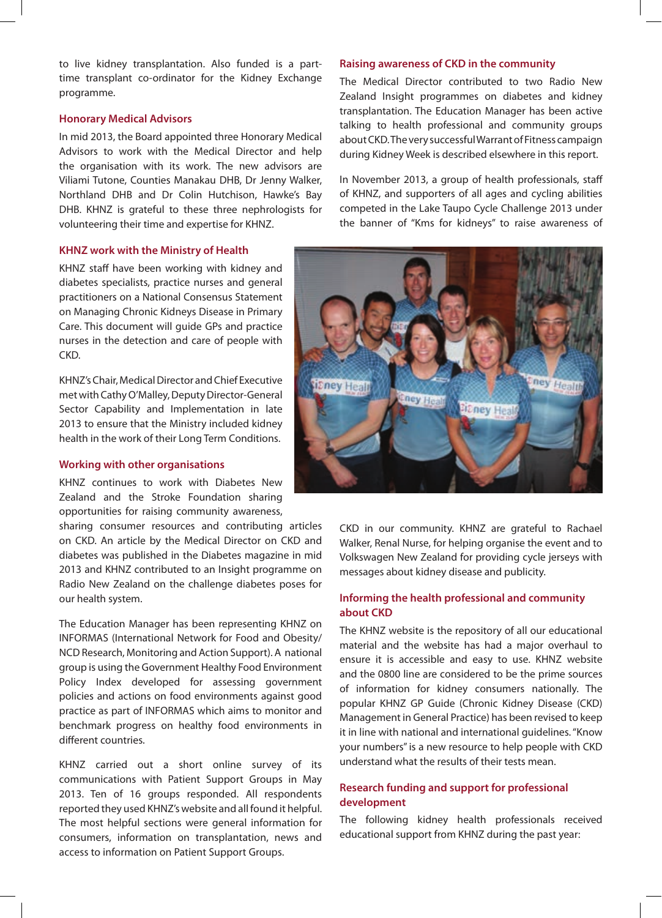to live kidney transplantation. Also funded is a part-time transplant co-ordinator for the Kidney Exchange programme.

### Honorary Medical Advisors

In mid 2013, the Board appointed three Honorary Medical Advisors to work with the Medical Director and help the organisation with its work. The new advisors are Viliami Tutone, Counties Manakau DHB, Dr Jenny Walker, Northland DHB and Dr Colin Hutchison, Hawke's Bay DHB. KHNZ is grateful to these three nephrologists for volunteering their time and expertise for KHNZ.

### KHNZ work with the Ministry of Health

KHNZ staff have been working with kidney and diabetes specialists, practice nurses and general practitioners on a National Consensus Statement on Managing Chronic Kidneys Disease in Primary Care. This document will guide GPs and practice nurses in the detection and care of people with CKD.

KHNZ's Chair, Medical Director and Chief Executive met with Cathy O'Malley, Deputy Director-General Sector Capability and Implementation in late 2013 to ensure that the Ministry included kidney health in the work of their Long Term Conditions.

### Working with other organisations

KHNZ continues to work with Diabetes New Zealand and the Stroke Foundation sharing opportunities for raising community awareness, sharing consumer resources and contributing articles on CKD. An article by the Medical Director on CKD and diabetes was published in the Diabetes magazine in mid 2013 and KHNZ contributed to an Insight programme on Radio New Zealand on the challenge diabetes poses for our health system.

The Education Manager has been representing KHNZ on INFORMAS (International Network for Food and Obesity/NCD Research, Monitoring and Action Support). A national group is using the Government Healthy Food Environment Policy Index developed for assessing government policies and actions on food environments against good practice as part of INFORMAS which aims to monitor and benchmark progress on healthy food environments in different countries.

KHNZ carried out a short online survey of its communications with Patient Support Groups in May 2013. Ten of 16 groups responded. All respondents reported they used KHNZ's website and all found it helpful. The most helpful sections were general information for consumers, information on transplantation, news and access to information on Patient Support Groups.

### Raising awareness of CKD in the community

The Medical Director contributed to two Radio New Zealand Insight programmes on diabetes and kidney transplantation. The Education Manager has been active talking to health professional and community groups about CKD. The very successful Warrant of Fitness campaign during Kidney Week is described elsewhere in this report.

In November 2013, a group of health professionals, staff of KHNZ, and supporters of all ages and cycling abilities competed in the Lake Taupo Cycle Challenge 2013 under the banner of "Kms for kidneys" to raise awareness of CKD in our community. KHNZ are grateful to Rachael Walker, Renal Nurse, for helping organise the event and to Volkswagen New Zealand for providing cycle jerseys with messages about kidney disease and publicity.

### Informing the health professional and community about CKD

The KHNZ website is the repository of all our educational material and the website has had a major overhaul to ensure it is accessible and easy to use. KHNZ website and the 0800 line are considered to be the prime sources of information for kidney consumers nationally. The popular KHNZ GP Guide (Chronic Kidney Disease (CKD) Management in General Practice) has been revised to keep it in line with national and international guidelines. "Know your numbers" is a new resource to help people with CKD understand what the results of their tests mean.

### Research funding and support for professional development

The following kidney health professionals received educational support from KHNZ during the past year: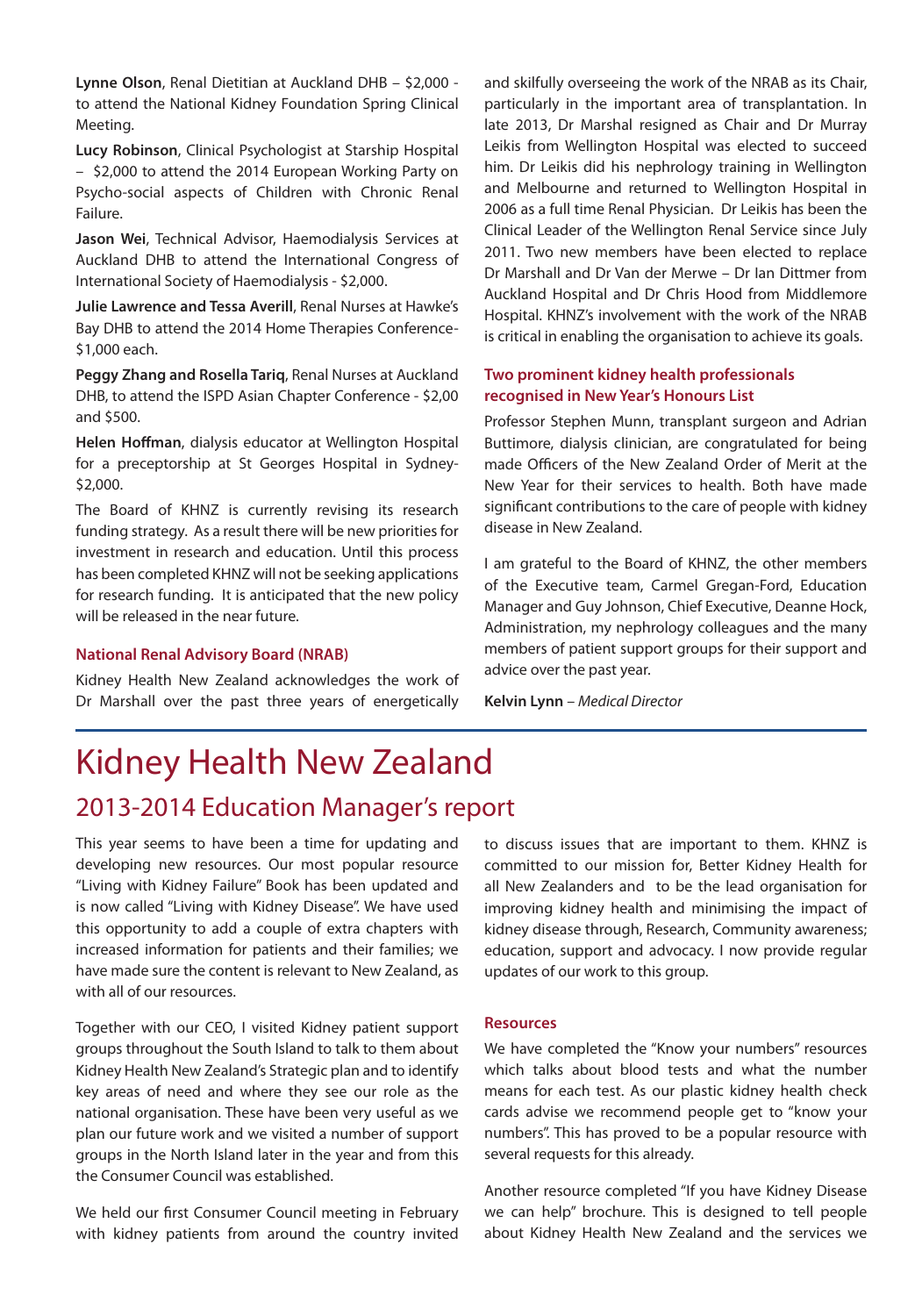**Lynne Olson**, Renal Dietitian at Auckland DHB – $2,000 - to attend the National Kidney Foundation Spring Clinical Meeting.

**Lucy Robinson**, Clinical Psychologist at Starship Hospital – $2,000 to attend the 2014 European Working Party on Psycho-social aspects of Children with Chronic Renal Failure.

**Jason Wei**, Technical Advisor, Haemodialysis Services at Auckland DHB to attend the International Congress of International Society of Haemodialysis - $2,000.

**Julie Lawrence and Tessa Averill**, Renal Nurses at Hawke's Bay DHB to attend the 2014 Home Therapies Conference- $1,000 each.

**Peggy Zhang and Rosella Tariq**, Renal Nurses at Auckland DHB, to attend the ISPD Asian Chapter Conference - $2,00 and $500.

**Helen Hoffman**, dialysis educator at Wellington Hospital for a preceptorship at St Georges Hospital in Sydney- $2,000.

The Board of KHNZ is currently revising its research funding strategy. As a result there will be new priorities for investment in research and education. Until this process has been completed KHNZ will not be seeking applications for research funding. It is anticipated that the new policy will be released in the near future.

### National Renal Advisory Board (NRAB)

Kidney Health New Zealand acknowledges the work of Dr Marshall over the past three years of energetically and skilfully overseeing the work of the NRAB as its Chair, particularly in the important area of transplantation. In late 2013, Dr Marshal resigned as Chair and Dr Murray Leikis from Wellington Hospital was elected to succeed him. Dr Leikis did his nephrology training in Wellington and Melbourne and returned to Wellington Hospital in 2006 as a full time Renal Physician. Dr Leikis has been the Clinical Leader of the Wellington Renal Service since July 2011. Two new members have been elected to replace Dr Marshall and Dr Van der Merwe – Dr Ian Dittmer from Auckland Hospital and Dr Chris Hood from Middlemore Hospital. KHNZ's involvement with the work of the NRAB is critical in enabling the organisation to achieve its goals.

### Two prominent kidney health professionals recognised in New Year's Honours List

Professor Stephen Munn, transplant surgeon and Adrian Buttimore, dialysis clinician, are congratulated for being made Officers of the New Zealand Order of Merit at the New Year for their services to health. Both have made significant contributions to the care of people with kidney disease in New Zealand.

I am grateful to the Board of KHNZ, the other members of the Executive team, Carmel Gregan-Ford, Education Manager and Guy Johnson, Chief Executive, Deanne Hock, Administration, my nephrology colleagues and the many members of patient support groups for their support and advice over the past year.

**Kelvin Lynn** – *Medical Director*

# Kidney Health New Zealand

## 2013-2014 Education Manager's report

This year seems to have been a time for updating and developing new resources. Our most popular resource "Living with Kidney Failure" Book has been updated and is now called "Living with Kidney Disease". We have used this opportunity to add a couple of extra chapters with increased information for patients and their families; we have made sure the content is relevant to New Zealand, as with all of our resources.

Together with our CEO, I visited Kidney patient support groups throughout the South Island to talk to them about Kidney Health New Zealand's Strategic plan and to identify key areas of need and where they see our role as the national organisation. These have been very useful as we plan our future work and we visited a number of support groups in the North Island later in the year and from this the Consumer Council was established.

We held our first Consumer Council meeting in February with kidney patients from around the country invited to discuss issues that are important to them. KHNZ is committed to our mission for, Better Kidney Health for all New Zealanders and to be the lead organisation for improving kidney health and minimising the impact of kidney disease through, Research, Community awareness; education, support and advocacy. I now provide regular updates of our work to this group.

### Resources

We have completed the "Know your numbers" resources which talks about blood tests and what the number means for each test. As our plastic kidney health check cards advise we recommend people get to "know your numbers". This has proved to be a popular resource with several requests for this already.

Another resource completed "If you have Kidney Disease we can help" brochure. This is designed to tell people about Kidney Health New Zealand and the services we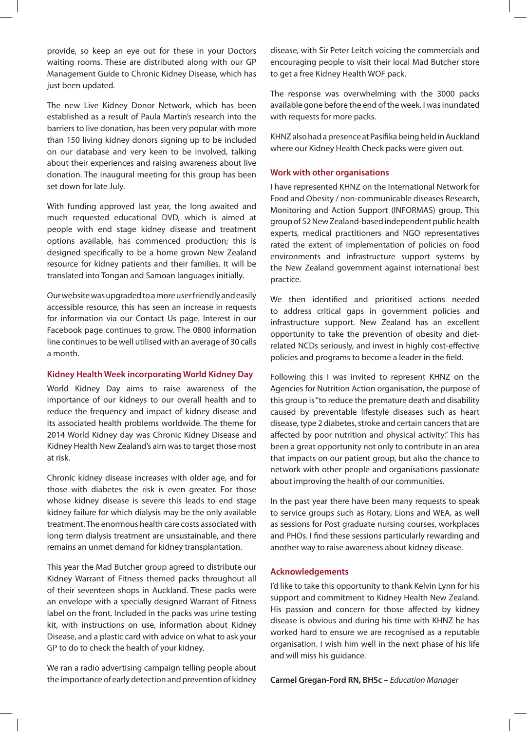provide, so keep an eye out for these in your Doctors waiting rooms. These are distributed along with our GP Management Guide to Chronic Kidney Disease, which has just been updated.

The new Live Kidney Donor Network, which has been established as a result of Paula Martin's research into the barriers to live donation, has been very popular with more than 150 living kidney donors signing up to be included on our database and very keen to be involved, talking about their experiences and raising awareness about live donation. The inaugural meeting for this group has been set down for late July.

With funding approved last year, the long awaited and much requested educational DVD, which is aimed at people with end stage kidney disease and treatment options available, has commenced production; this is designed specifically to be a home grown New Zealand resource for kidney patients and their families. It will be translated into Tongan and Samoan languages initially.

Our website was upgraded to a more user friendly and easily accessible resource, this has seen an increase in requests for information via our Contact Us page. Interest in our Facebook page continues to grow. The 0800 information line continues to be well utilised with an average of 30 calls a month.

## Kidney Health Week incorporating World Kidney Day

World Kidney Day aims to raise awareness of the importance of our kidneys to our overall health and to reduce the frequency and impact of kidney disease and its associated health problems worldwide. The theme for 2014 World Kidney day was Chronic Kidney Disease and Kidney Health New Zealand's aim was to target those most at risk.

Chronic kidney disease increases with older age, and for those with diabetes the risk is even greater. For those whose kidney disease is severe this leads to end stage kidney failure for which dialysis may be the only available treatment. The enormous health care costs associated with long term dialysis treatment are unsustainable, and there remains an unmet demand for kidney transplantation.

This year the Mad Butcher group agreed to distribute our Kidney Warrant of Fitness themed packs throughout all of their seventeen shops in Auckland. These packs were an envelope with a specially designed Warrant of Fitness label on the front. Included in the packs was urine testing kit, with instructions on use, information about Kidney Disease, and a plastic card with advice on what to ask your GP to do to check the health of your kidney.

We ran a radio advertising campaign telling people about the importance of early detection and prevention of kidney disease, with Sir Peter Leitch voicing the commercials and encouraging people to visit their local Mad Butcher store to get a free Kidney Health WOF pack.

The response was overwhelming with the 3000 packs available gone before the end of the week. I was inundated with requests for more packs.

KHNZ also had a presence at Pasifika being held in Auckland where our Kidney Health Check packs were given out.

## Work with other organisations

I have represented KHNZ on the International Network for Food and Obesity / non-communicable diseases Research, Monitoring and Action Support (INFORMAS) group. This group of 52 New Zealand-based independent public health experts, medical practitioners and NGO representatives rated the extent of implementation of policies on food environments and infrastructure support systems by the New Zealand government against international best practice.

We then identified and prioritised actions needed to address critical gaps in government policies and infrastructure support. New Zealand has an excellent opportunity to take the prevention of obesity and diet-related NCDs seriously, and invest in highly cost-effective policies and programs to become a leader in the field.

Following this I was invited to represent KHNZ on the Agencies for Nutrition Action organisation, the purpose of this group is "to reduce the premature death and disability caused by preventable lifestyle diseases such as heart disease, type 2 diabetes, stroke and certain cancers that are affected by poor nutrition and physical activity." This has been a great opportunity not only to contribute in an area that impacts on our patient group, but also the chance to network with other people and organisations passionate about improving the health of our communities.

In the past year there have been many requests to speak to service groups such as Rotary, Lions and WEA, as well as sessions for Post graduate nursing courses, workplaces and PHOs. I find these sessions particularly rewarding and another way to raise awareness about kidney disease.

## Acknowledgements

I'd like to take this opportunity to thank Kelvin Lynn for his support and commitment to Kidney Health New Zealand. His passion and concern for those affected by kidney disease is obvious and during his time with KHNZ he has worked hard to ensure we are recognised as a reputable organisation. I wish him well in the next phase of his life and will miss his guidance.

**Carmel Gregan-Ford RN, BHSc** – *Education Manager*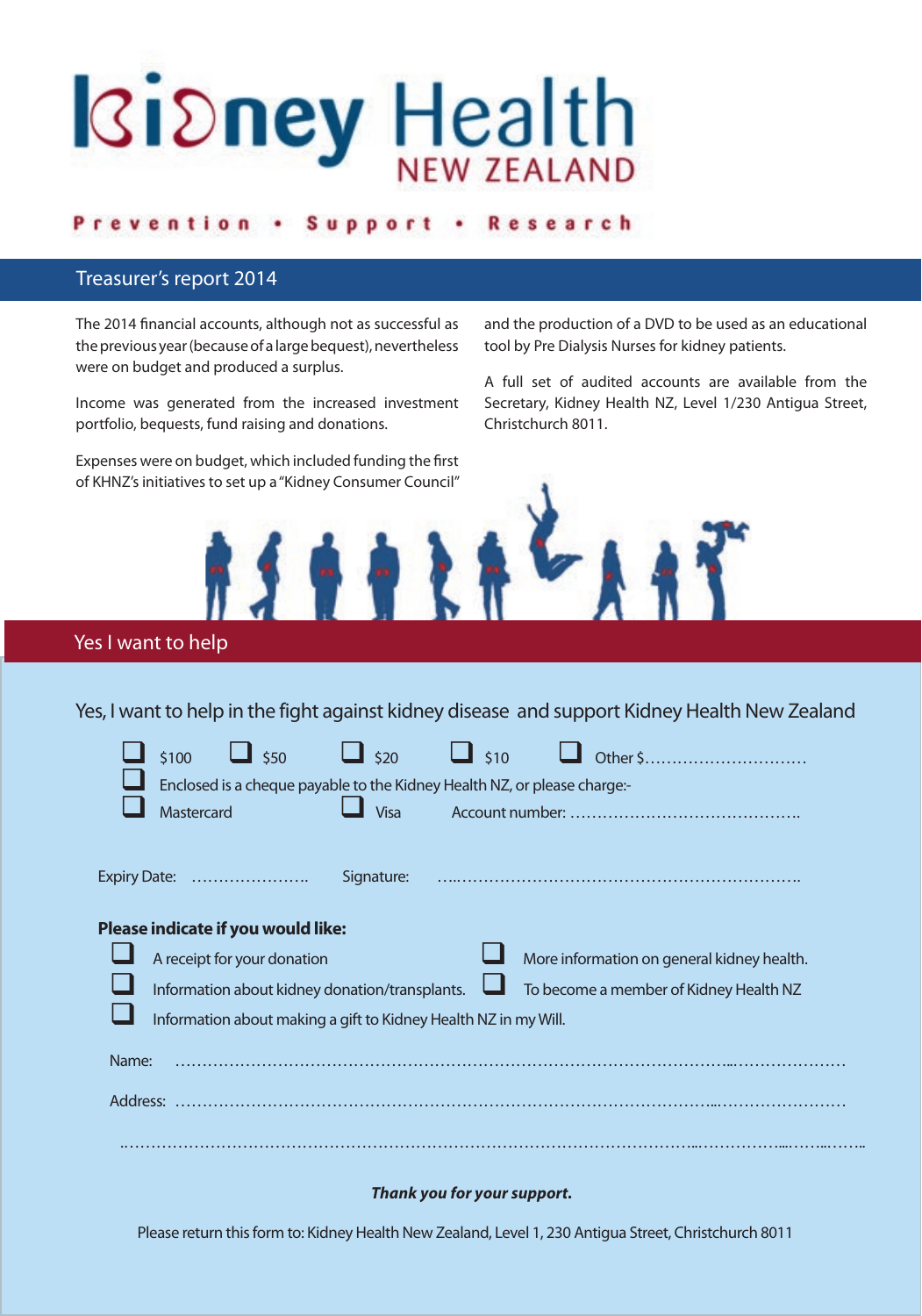# Kidney Health NEW ZEALAND

Prevention • Support • Research

## Treasurer's report 2014

The 2014 financial accounts, although not as successful as the previous year (because of a large bequest), nevertheless were on budget and produced a surplus.

Income was generated from the increased investment portfolio, bequests, fund raising and donations.

Expenses were on budget, which included funding the first of KHNZ's initiatives to set up a "Kidney Consumer Council" and the production of a DVD to be used as an educational tool by Pre Dialysis Nurses for kidney patients.

A full set of audited accounts are available from the Secretary, Kidney Health NZ, Level 1/230 Antigua Street, Christchurch 8011.

## Yes I want to help

Yes, I want to help in the fight against kidney disease and support Kidney Health New Zealand

❑ $100 ❑ $50 ❑ $20 ❑ $10 ❑ Other $.............................

❑ Enclosed is a cheque payable to the Kidney Health NZ, or please charge:-

❑ Mastercard ❑ Visa Account number: ........................................

Expiry Date: ..................... Signature: ...........................................................

**Please indicate if you would like:**

❑ A receipt for your donation

❑ More information on general kidney health.

❑ Information about kidney donation/transplants.

❑ To become a member of Kidney Health NZ

❑ Information about making a gift to Kidney Health NZ in my Will.

Name: ..........................................................................................................

Address: ......................................................................................................

......................................................................................................................

***Thank you for your support.***

Please return this form to: Kidney Health New Zealand, Level 1, 230 Antigua Street, Christchurch 8011